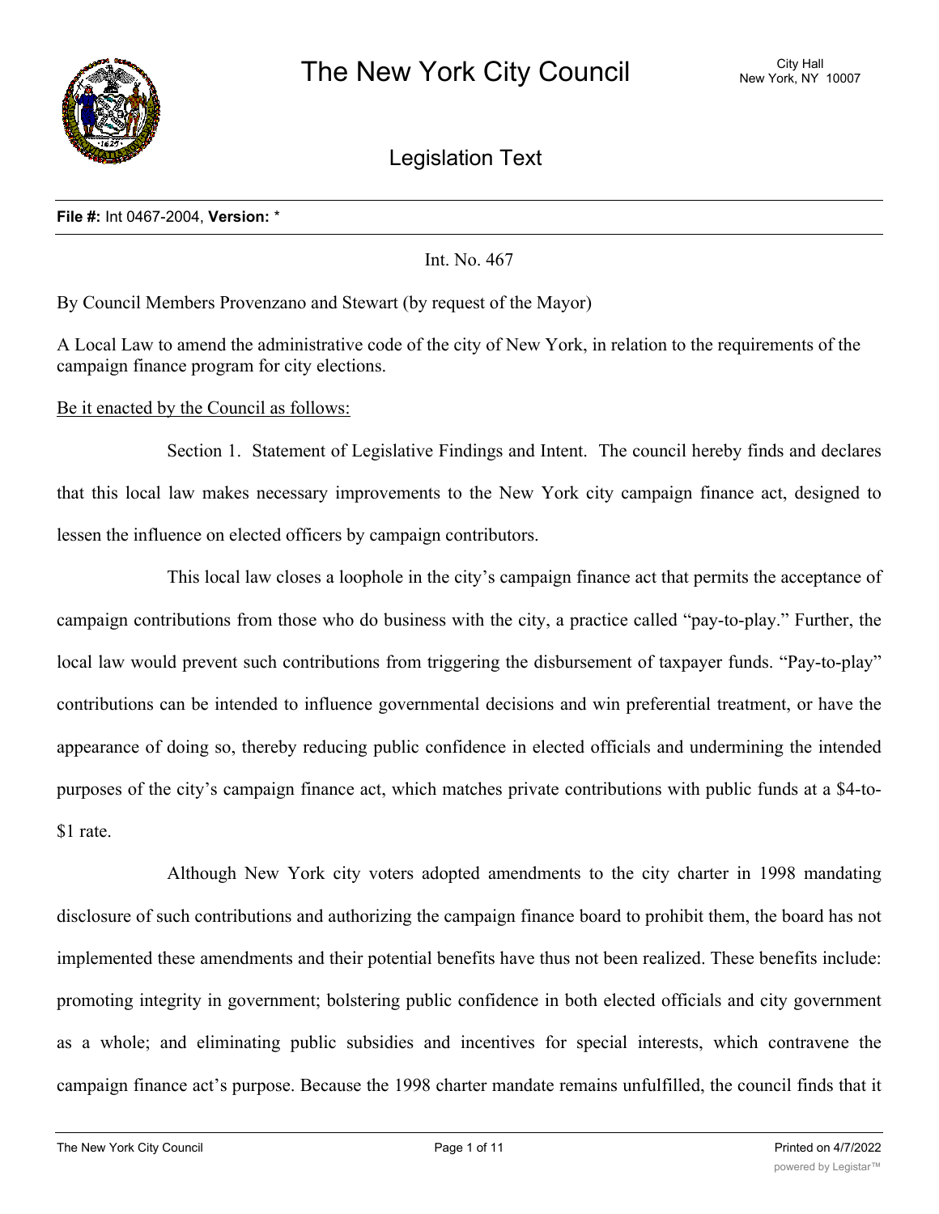# The New York City Council

## Legislation Text

**File #:** Int 0467-2004, **Version:** *

Int. No. 467

By Council Members Provenzano and Stewart (by request of the Mayor)

A Local Law to amend the administrative code of the city of New York, in relation to the requirements of the campaign finance program for city elections.

Be it enacted by the Council as follows:

Section 1. Statement of Legislative Findings and Intent. The council hereby finds and declares that this local law makes necessary improvements to the New York city campaign finance act, designed to lessen the influence on elected officers by campaign contributors.

This local law closes a loophole in the city's campaign finance act that permits the acceptance of campaign contributions from those who do business with the city, a practice called "pay-to-play." Further, the local law would prevent such contributions from triggering the disbursement of taxpayer funds. "Pay-to-play" contributions can be intended to influence governmental decisions and win preferential treatment, or have the appearance of doing so, thereby reducing public confidence in elected officials and undermining the intended purposes of the city's campaign finance act, which matches private contributions with public funds at a $4-to-$1 rate.

Although New York city voters adopted amendments to the city charter in 1998 mandating disclosure of such contributions and authorizing the campaign finance board to prohibit them, the board has not implemented these amendments and their potential benefits have thus not been realized. These benefits include: promoting integrity in government; bolstering public confidence in both elected officials and city government as a whole; and eliminating public subsidies and incentives for special interests, which contravene the campaign finance act's purpose. Because the 1998 charter mandate remains unfulfilled, the council finds that it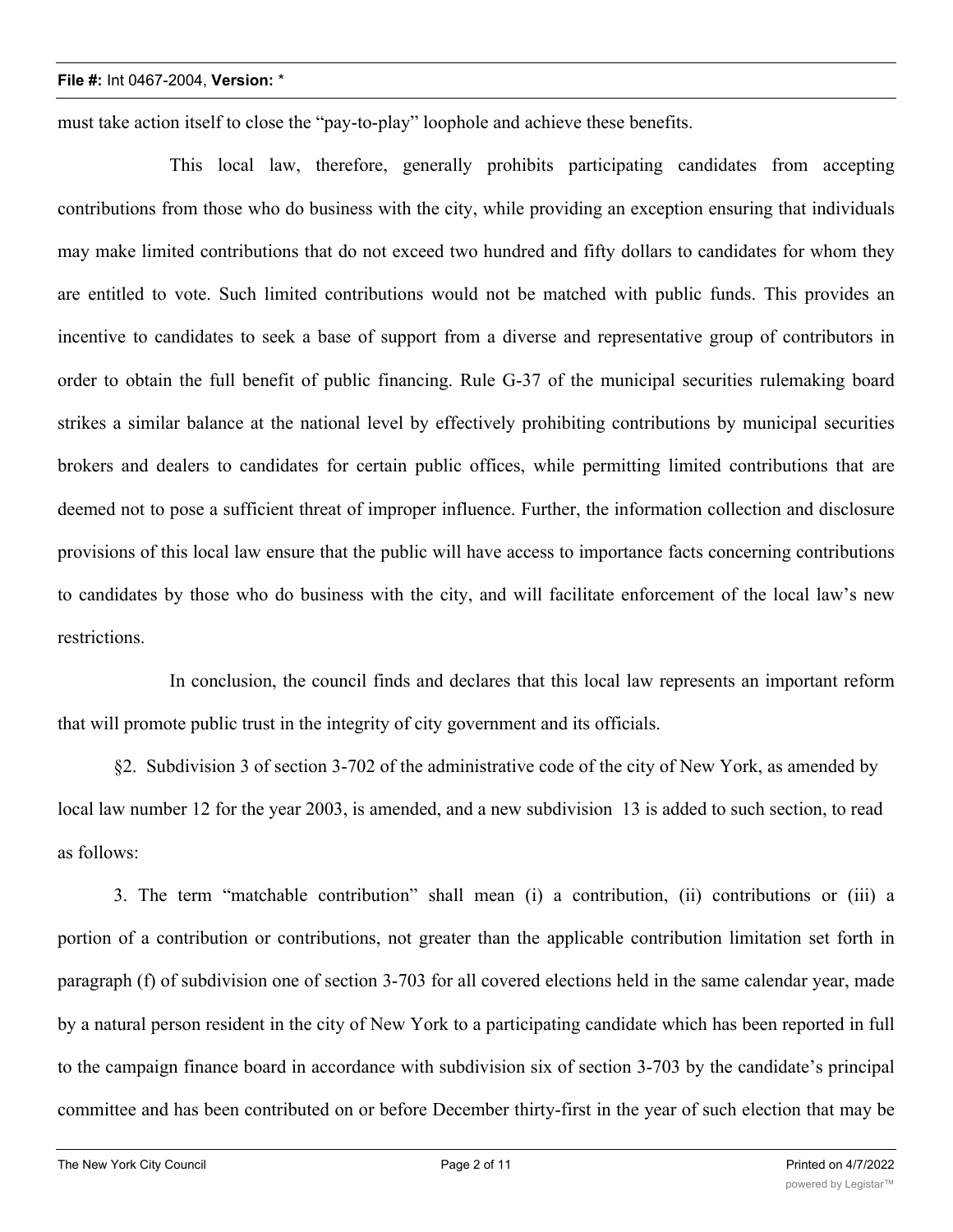must take action itself to close the "pay-to-play" loophole and achieve these benefits.

This local law, therefore, generally prohibits participating candidates from accepting contributions from those who do business with the city, while providing an exception ensuring that individuals may make limited contributions that do not exceed two hundred and fifty dollars to candidates for whom they are entitled to vote. Such limited contributions would not be matched with public funds. This provides an incentive to candidates to seek a base of support from a diverse and representative group of contributors in order to obtain the full benefit of public financing. Rule G-37 of the municipal securities rulemaking board strikes a similar balance at the national level by effectively prohibiting contributions by municipal securities brokers and dealers to candidates for certain public offices, while permitting limited contributions that are deemed not to pose a sufficient threat of improper influence. Further, the information collection and disclosure provisions of this local law ensure that the public will have access to importance facts concerning contributions to candidates by those who do business with the city, and will facilitate enforcement of the local law's new restrictions.

In conclusion, the council finds and declares that this local law represents an important reform that will promote public trust in the integrity of city government and its officials.

§2. Subdivision 3 of section 3-702 of the administrative code of the city of New York, as amended by local law number 12 for the year 2003, is amended, and a new subdivision 13 is added to such section, to read as follows:

3. The term "matchable contribution" shall mean (i) a contribution, (ii) contributions or (iii) a portion of a contribution or contributions, not greater than the applicable contribution limitation set forth in paragraph (f) of subdivision one of section 3-703 for all covered elections held in the same calendar year, made by a natural person resident in the city of New York to a participating candidate which has been reported in full to the campaign finance board in accordance with subdivision six of section 3-703 by the candidate's principal committee and has been contributed on or before December thirty-first in the year of such election that may be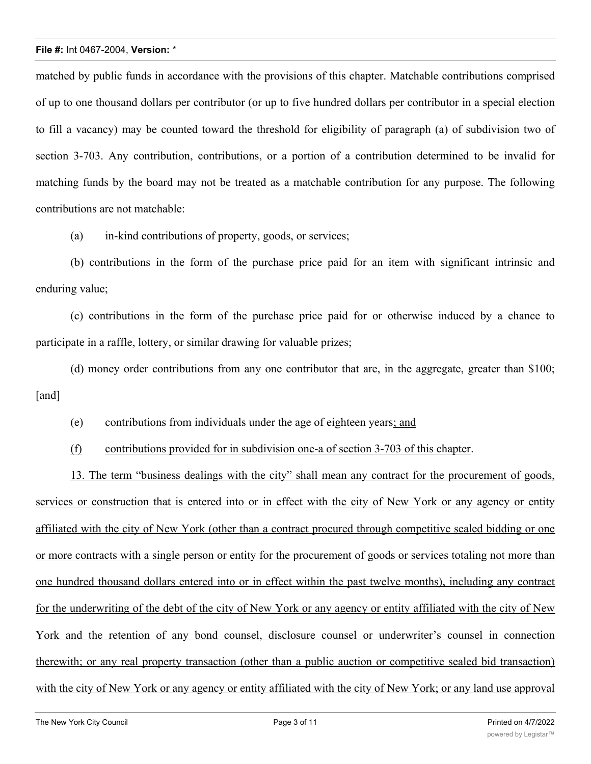matched by public funds in accordance with the provisions of this chapter. Matchable contributions comprised of up to one thousand dollars per contributor (or up to five hundred dollars per contributor in a special election to fill a vacancy) may be counted toward the threshold for eligibility of paragraph (a) of subdivision two of section 3-703. Any contribution, contributions, or a portion of a contribution determined to be invalid for matching funds by the board may not be treated as a matchable contribution for any purpose. The following contributions are not matchable:

(a) in-kind contributions of property, goods, or services;

(b) contributions in the form of the purchase price paid for an item with significant intrinsic and enduring value;

(c) contributions in the form of the purchase price paid for or otherwise induced by a chance to participate in a raffle, lottery, or similar drawing for valuable prizes;

(d) money order contributions from any one contributor that are, in the aggregate, greater than $100; [and]

(e) contributions from individuals under the age of eighteen years<u>; and</u>

<u>(f) contributions provided for in subdivision one-a of section 3-703 of this chapter</u>.

<u>13. The term “business dealings with the city” shall mean any contract for the procurement of goods, services or construction that is entered into or in effect with the city of New York or any agency or entity affiliated with the city of New York (other than a contract procured through competitive sealed bidding or one or more contracts with a single person or entity for the procurement of goods or services totaling not more than one hundred thousand dollars entered into or in effect within the past twelve months), including any contract for the underwriting of the debt of the city of New York or any agency or entity affiliated with the city of New York and the retention of any bond counsel, disclosure counsel or underwriter’s counsel in connection therewith; or any real property transaction (other than a public auction or competitive sealed bid transaction) with the city of New York or any agency or entity affiliated with the city of New York; or any land use approval</u>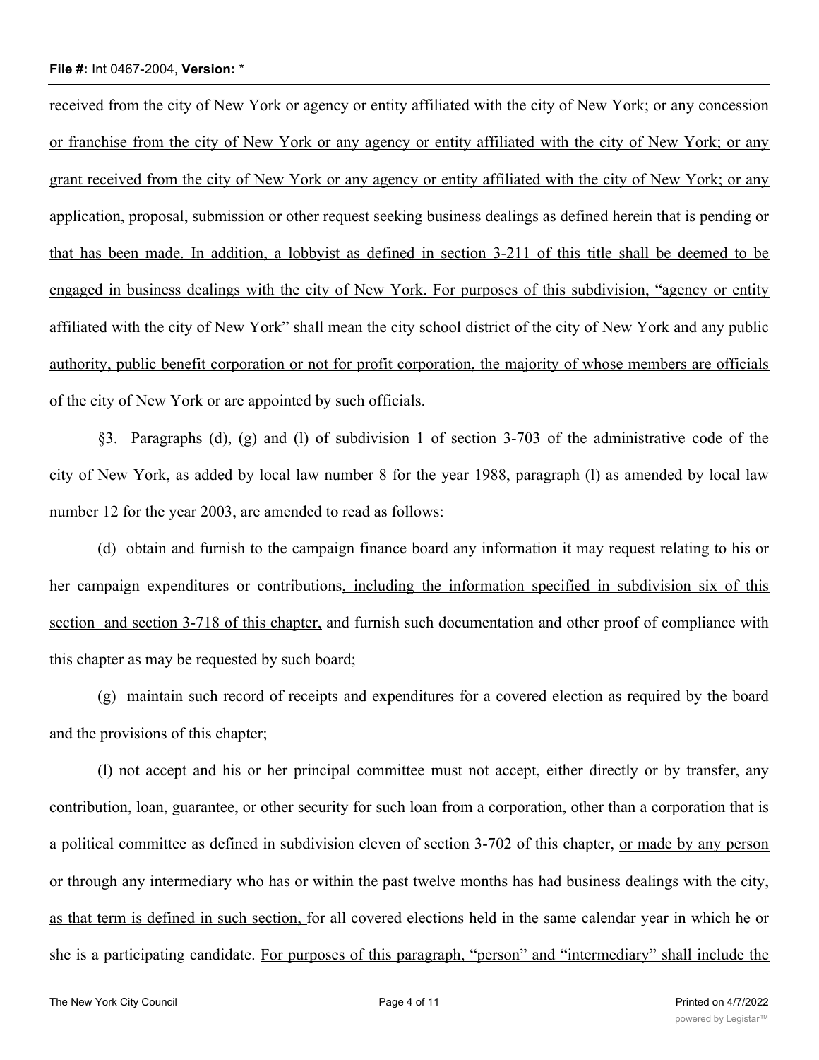received from the city of New York or agency or entity affiliated with the city of New York; or any concession or franchise from the city of New York or any agency or entity affiliated with the city of New York; or any grant received from the city of New York or any agency or entity affiliated with the city of New York; or any application, proposal, submission or other request seeking business dealings as defined herein that is pending or that has been made. In addition, a lobbyist as defined in section 3-211 of this title shall be deemed to be engaged in business dealings with the city of New York. For purposes of this subdivision, "agency or entity affiliated with the city of New York" shall mean the city school district of the city of New York and any public authority, public benefit corporation or not for profit corporation, the majority of whose members are officials of the city of New York or are appointed by such officials.

§3. Paragraphs (d), (g) and (l) of subdivision 1 of section 3-703 of the administrative code of the city of New York, as added by local law number 8 for the year 1988, paragraph (l) as amended by local law number 12 for the year 2003, are amended to read as follows:

(d) obtain and furnish to the campaign finance board any information it may request relating to his or her campaign expenditures or contributions, including the information specified in subdivision six of this section and section 3-718 of this chapter, and furnish such documentation and other proof of compliance with this chapter as may be requested by such board;

(g) maintain such record of receipts and expenditures for a covered election as required by the board and the provisions of this chapter;

(l) not accept and his or her principal committee must not accept, either directly or by transfer, any contribution, loan, guarantee, or other security for such loan from a corporation, other than a corporation that is a political committee as defined in subdivision eleven of section 3-702 of this chapter, or made by any person or through any intermediary who has or within the past twelve months has had business dealings with the city, as that term is defined in such section, for all covered elections held in the same calendar year in which he or she is a participating candidate. For purposes of this paragraph, "person" and "intermediary" shall include the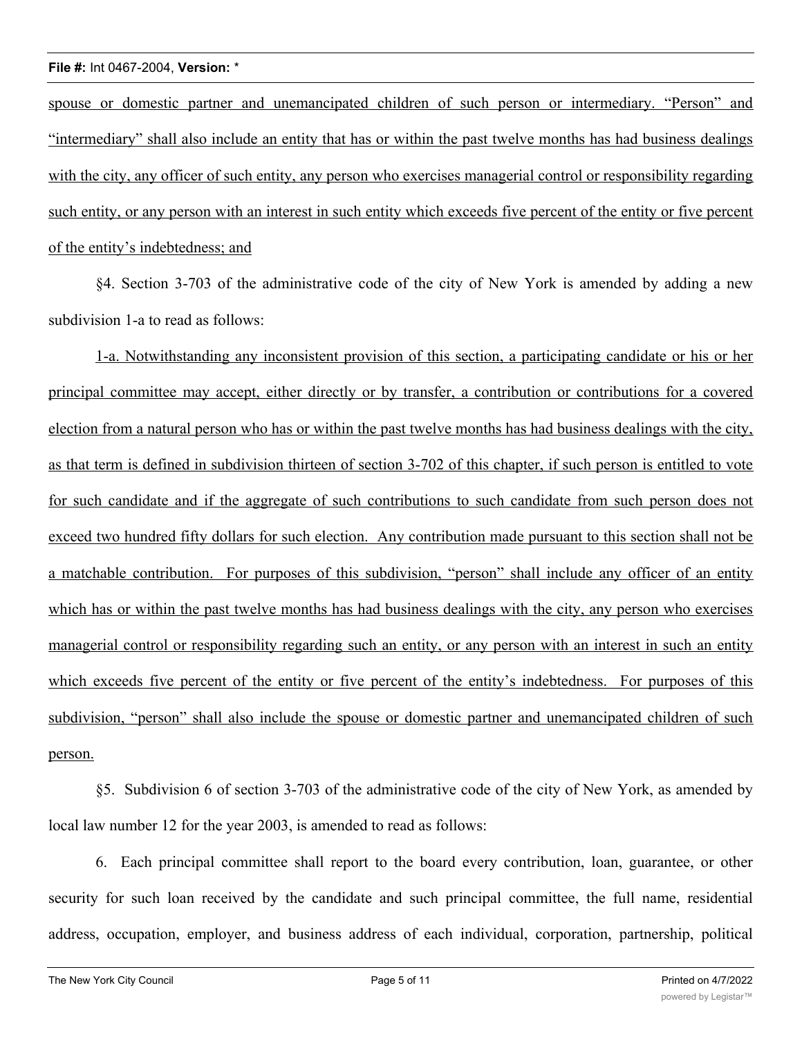spouse or domestic partner and unemancipated children of such person or intermediary. "Person" and "intermediary" shall also include an entity that has or within the past twelve months has had business dealings with the city, any officer of such entity, any person who exercises managerial control or responsibility regarding such entity, or any person with an interest in such entity which exceeds five percent of the entity or five percent of the entity's indebtedness; and

§4. Section 3-703 of the administrative code of the city of New York is amended by adding a new subdivision 1-a to read as follows:

1-a. Notwithstanding any inconsistent provision of this section, a participating candidate or his or her principal committee may accept, either directly or by transfer, a contribution or contributions for a covered election from a natural person who has or within the past twelve months has had business dealings with the city, as that term is defined in subdivision thirteen of section 3-702 of this chapter, if such person is entitled to vote for such candidate and if the aggregate of such contributions to such candidate from such person does not exceed two hundred fifty dollars for such election. Any contribution made pursuant to this section shall not be a matchable contribution. For purposes of this subdivision, "person" shall include any officer of an entity which has or within the past twelve months has had business dealings with the city, any person who exercises managerial control or responsibility regarding such an entity, or any person with an interest in such an entity which exceeds five percent of the entity or five percent of the entity's indebtedness. For purposes of this subdivision, "person" shall also include the spouse or domestic partner and unemancipated children of such person.

§5. Subdivision 6 of section 3-703 of the administrative code of the city of New York, as amended by local law number 12 for the year 2003, is amended to read as follows:

6. Each principal committee shall report to the board every contribution, loan, guarantee, or other security for such loan received by the candidate and such principal committee, the full name, residential address, occupation, employer, and business address of each individual, corporation, partnership, political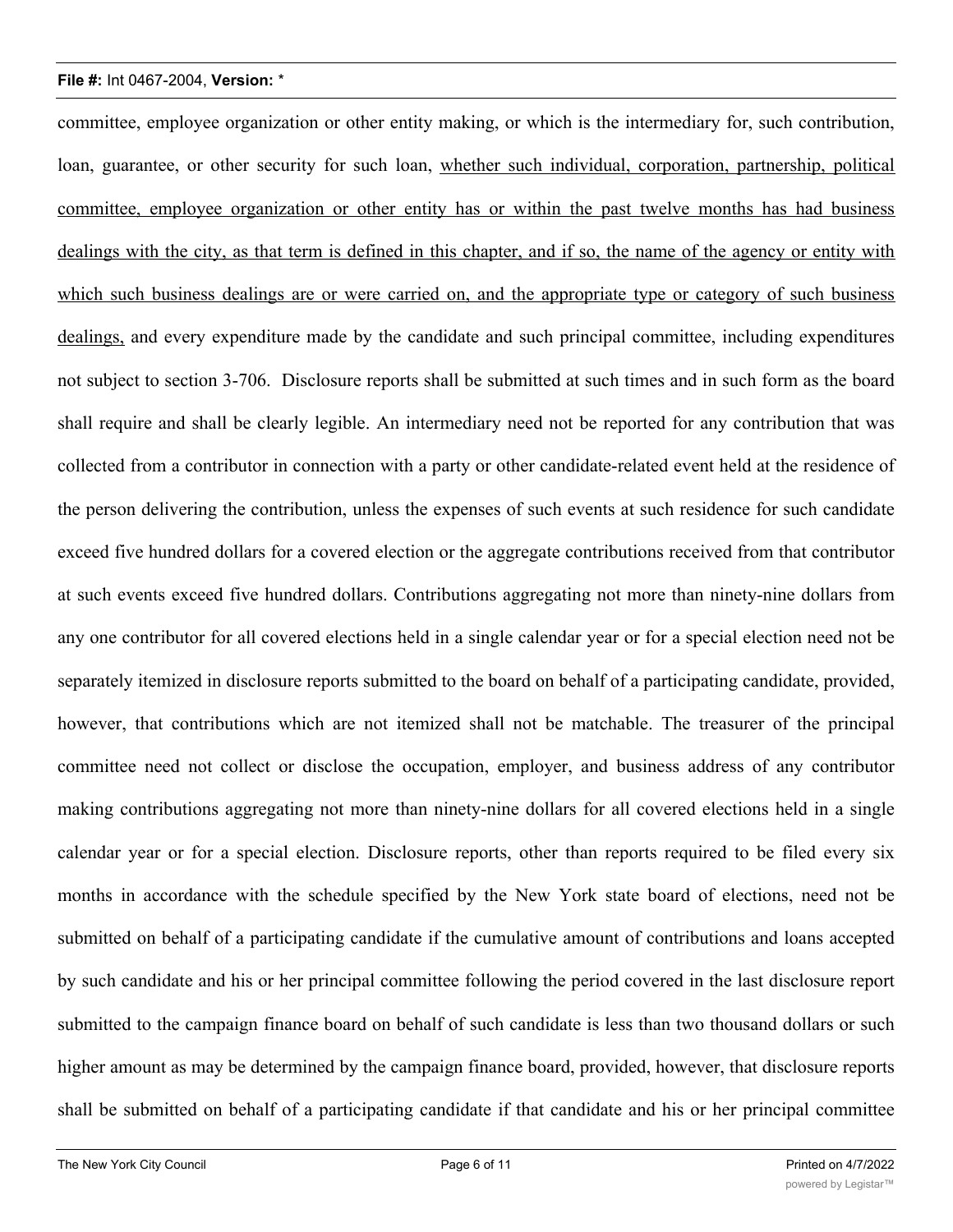committee, employee organization or other entity making, or which is the intermediary for, such contribution, loan, guarantee, or other security for such loan, <u>whether such individual, corporation, partnership, political committee, employee organization or other entity has or within the past twelve months has had business dealings with the city, as that term is defined in this chapter, and if so, the name of the agency or entity with which such business dealings are or were carried on, and the appropriate type or category of such business dealings,</u> and every expenditure made by the candidate and such principal committee, including expenditures not subject to section 3-706. Disclosure reports shall be submitted at such times and in such form as the board shall require and shall be clearly legible. An intermediary need not be reported for any contribution that was collected from a contributor in connection with a party or other candidate-related event held at the residence of the person delivering the contribution, unless the expenses of such events at such residence for such candidate exceed five hundred dollars for a covered election or the aggregate contributions received from that contributor at such events exceed five hundred dollars. Contributions aggregating not more than ninety-nine dollars from any one contributor for all covered elections held in a single calendar year or for a special election need not be separately itemized in disclosure reports submitted to the board on behalf of a participating candidate, provided, however, that contributions which are not itemized shall not be matchable. The treasurer of the principal committee need not collect or disclose the occupation, employer, and business address of any contributor making contributions aggregating not more than ninety-nine dollars for all covered elections held in a single calendar year or for a special election. Disclosure reports, other than reports required to be filed every six months in accordance with the schedule specified by the New York state board of elections, need not be submitted on behalf of a participating candidate if the cumulative amount of contributions and loans accepted by such candidate and his or her principal committee following the period covered in the last disclosure report submitted to the campaign finance board on behalf of such candidate is less than two thousand dollars or such higher amount as may be determined by the campaign finance board, provided, however, that disclosure reports shall be submitted on behalf of a participating candidate if that candidate and his or her principal committee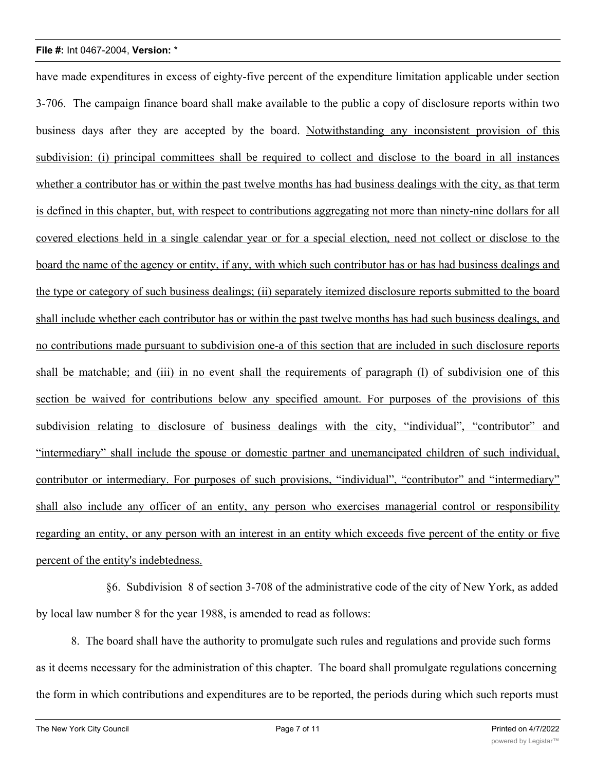have made expenditures in excess of eighty-five percent of the expenditure limitation applicable under section 3-706. The campaign finance board shall make available to the public a copy of disclosure reports within two business days after they are accepted by the board. <u>Notwithstanding any inconsistent provision of this subdivision: (i) principal committees shall be required to collect and disclose to the board in all instances whether a contributor has or within the past twelve months has had business dealings with the city, as that term is defined in this chapter, but, with respect to contributions aggregating not more than ninety-nine dollars for all covered elections held in a single calendar year or for a special election, need not collect or disclose to the board the name of the agency or entity, if any, with which such contributor has or has had business dealings and the type or category of such business dealings; (ii) separately itemized disclosure reports submitted to the board shall include whether each contributor has or within the past twelve months has had such business dealings, and no contributions made pursuant to subdivision one-a of this section that are included in such disclosure reports shall be matchable; and (iii) in no event shall the requirements of paragraph (l) of subdivision one of this section be waived for contributions below any specified amount. For purposes of the provisions of this subdivision relating to disclosure of business dealings with the city, "individual", "contributor" and "intermediary" shall include the spouse or domestic partner and unemancipated children of such individual, contributor or intermediary. For purposes of such provisions, "individual", "contributor" and "intermediary" shall also include any officer of an entity, any person who exercises managerial control or responsibility regarding an entity, or any person with an interest in an entity which exceeds five percent of the entity or five percent of the entity's indebtedness.</u>

§6. Subdivision 8 of section 3-708 of the administrative code of the city of New York, as added by local law number 8 for the year 1988, is amended to read as follows:

8. The board shall have the authority to promulgate such rules and regulations and provide such forms as it deems necessary for the administration of this chapter. The board shall promulgate regulations concerning the form in which contributions and expenditures are to be reported, the periods during which such reports must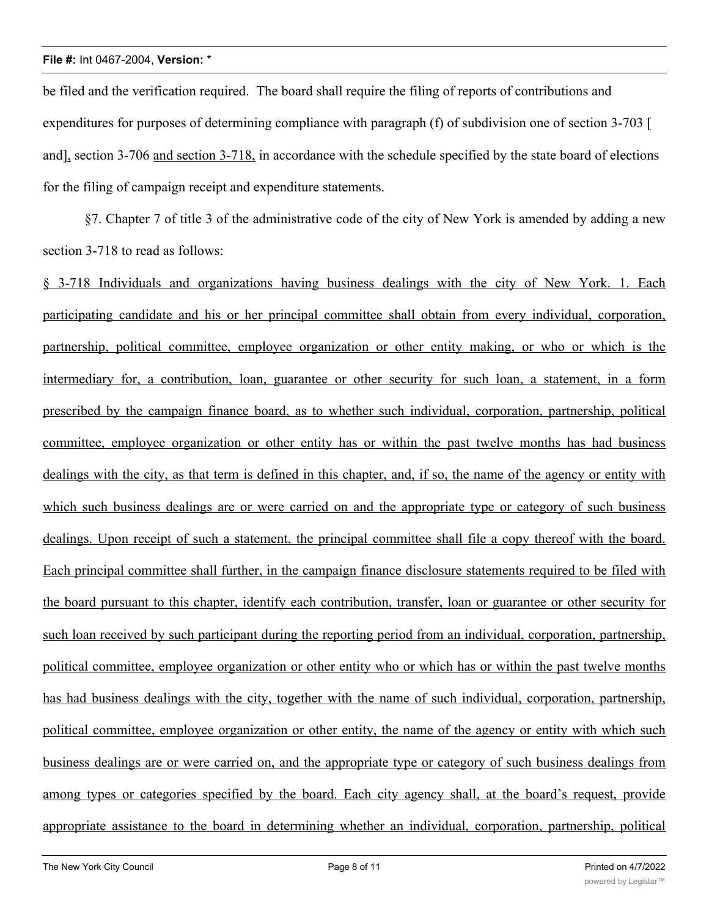be filed and the verification required. The board shall require the filing of reports of contributions and expenditures for purposes of determining compliance with paragraph (f) of subdivision one of section 3-703 [ and], section 3-706 <u>and section 3-718,</u> in accordance with the schedule specified by the state board of elections for the filing of campaign receipt and expenditure statements.

§7. Chapter 7 of title 3 of the administrative code of the city of New York is amended by adding a new section 3-718 to read as follows:

<u>§ 3-718 Individuals and organizations having business dealings with the city of New York. 1. Each participating candidate and his or her principal committee shall obtain from every individual, corporation, partnership, political committee, employee organization or other entity making, or who or which is the intermediary for, a contribution, loan, guarantee or other security for such loan, a statement, in a form prescribed by the campaign finance board, as to whether such individual, corporation, partnership, political committee, employee organization or other entity has or within the past twelve months has had business dealings with the city, as that term is defined in this chapter, and, if so, the name of the agency or entity with which such business dealings are or were carried on and the appropriate type or category of such business dealings. Upon receipt of such a statement, the principal committee shall file a copy thereof with the board. Each principal committee shall further, in the campaign finance disclosure statements required to be filed with the board pursuant to this chapter, identify each contribution, transfer, loan or guarantee or other security for such loan received by such participant during the reporting period from an individual, corporation, partnership, political committee, employee organization or other entity who or which has or within the past twelve months has had business dealings with the city, together with the name of such individual, corporation, partnership, political committee, employee organization or other entity, the name of the agency or entity with which such business dealings are or were carried on, and the appropriate type or category of such business dealings from among types or categories specified by the board. Each city agency shall, at the board's request, provide appropriate assistance to the board in determining whether an individual, corporation, partnership, political</u>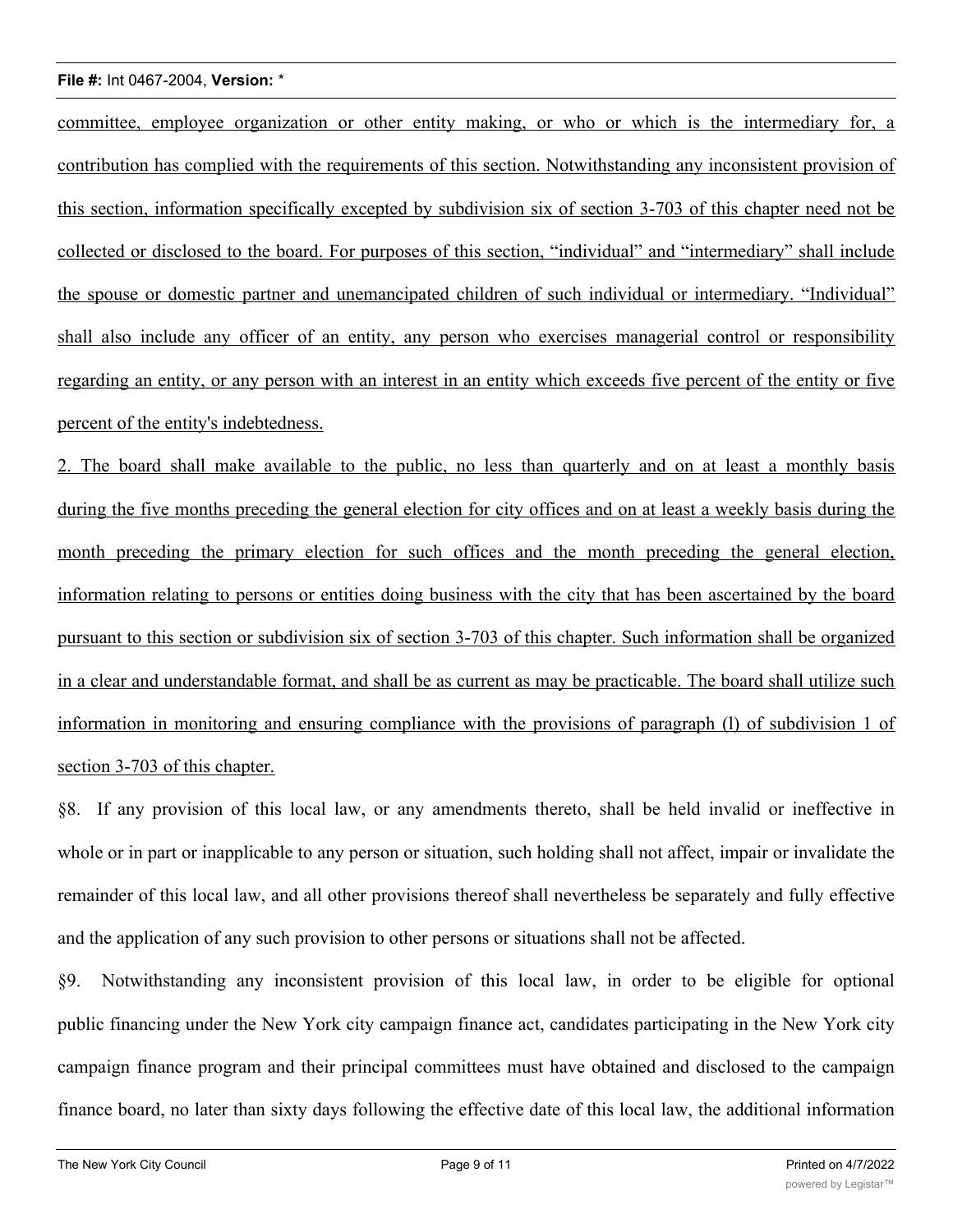committee, employee organization or other entity making, or who or which is the intermediary for, a contribution has complied with the requirements of this section. Notwithstanding any inconsistent provision of this section, information specifically excepted by subdivision six of section 3-703 of this chapter need not be collected or disclosed to the board. For purposes of this section, "individual" and "intermediary" shall include the spouse or domestic partner and unemancipated children of such individual or intermediary. "Individual" shall also include any officer of an entity, any person who exercises managerial control or responsibility regarding an entity, or any person with an interest in an entity which exceeds five percent of the entity or five percent of the entity's indebtedness.

2. The board shall make available to the public, no less than quarterly and on at least a monthly basis during the five months preceding the general election for city offices and on at least a weekly basis during the month preceding the primary election for such offices and the month preceding the general election, information relating to persons or entities doing business with the city that has been ascertained by the board pursuant to this section or subdivision six of section 3-703 of this chapter. Such information shall be organized in a clear and understandable format, and shall be as current as may be practicable. The board shall utilize such information in monitoring and ensuring compliance with the provisions of paragraph (l) of subdivision 1 of section 3-703 of this chapter.

§8. If any provision of this local law, or any amendments thereto, shall be held invalid or ineffective in whole or in part or inapplicable to any person or situation, such holding shall not affect, impair or invalidate the remainder of this local law, and all other provisions thereof shall nevertheless be separately and fully effective and the application of any such provision to other persons or situations shall not be affected.

§9. Notwithstanding any inconsistent provision of this local law, in order to be eligible for optional public financing under the New York city campaign finance act, candidates participating in the New York city campaign finance program and their principal committees must have obtained and disclosed to the campaign finance board, no later than sixty days following the effective date of this local law, the additional information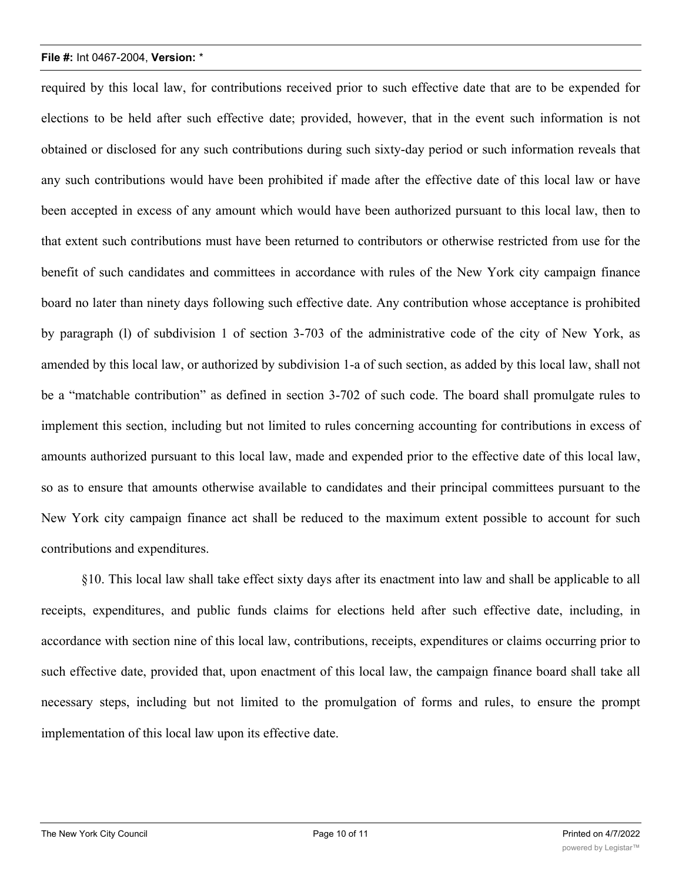required by this local law, for contributions received prior to such effective date that are to be expended for elections to be held after such effective date; provided, however, that in the event such information is not obtained or disclosed for any such contributions during such sixty-day period or such information reveals that any such contributions would have been prohibited if made after the effective date of this local law or have been accepted in excess of any amount which would have been authorized pursuant to this local law, then to that extent such contributions must have been returned to contributors or otherwise restricted from use for the benefit of such candidates and committees in accordance with rules of the New York city campaign finance board no later than ninety days following such effective date. Any contribution whose acceptance is prohibited by paragraph (l) of subdivision 1 of section 3-703 of the administrative code of the city of New York, as amended by this local law, or authorized by subdivision 1-a of such section, as added by this local law, shall not be a "matchable contribution" as defined in section 3-702 of such code. The board shall promulgate rules to implement this section, including but not limited to rules concerning accounting for contributions in excess of amounts authorized pursuant to this local law, made and expended prior to the effective date of this local law, so as to ensure that amounts otherwise available to candidates and their principal committees pursuant to the New York city campaign finance act shall be reduced to the maximum extent possible to account for such contributions and expenditures.

§10. This local law shall take effect sixty days after its enactment into law and shall be applicable to all receipts, expenditures, and public funds claims for elections held after such effective date, including, in accordance with section nine of this local law, contributions, receipts, expenditures or claims occurring prior to such effective date, provided that, upon enactment of this local law, the campaign finance board shall take all necessary steps, including but not limited to the promulgation of forms and rules, to ensure the prompt implementation of this local law upon its effective date.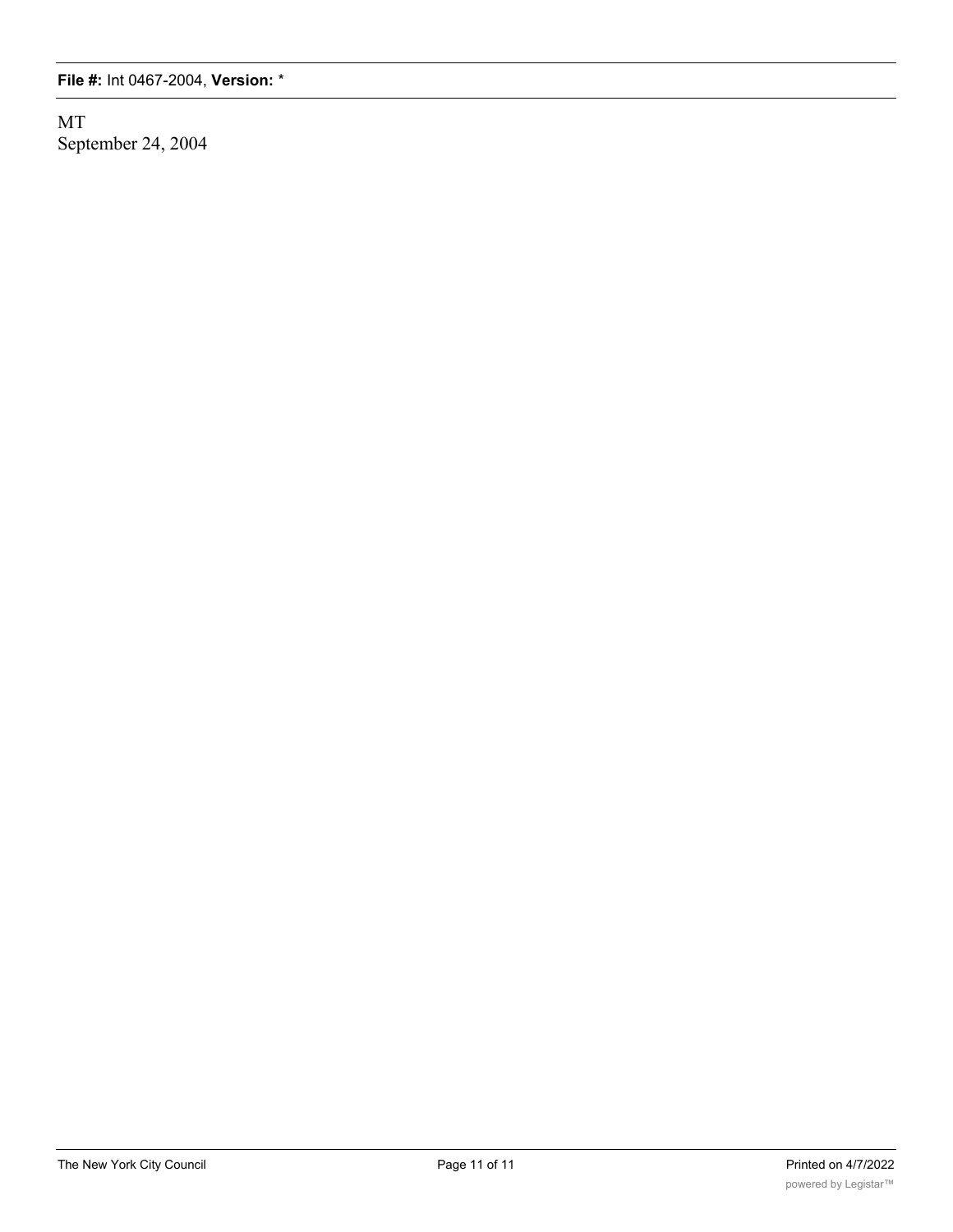MT
September 24, 2004